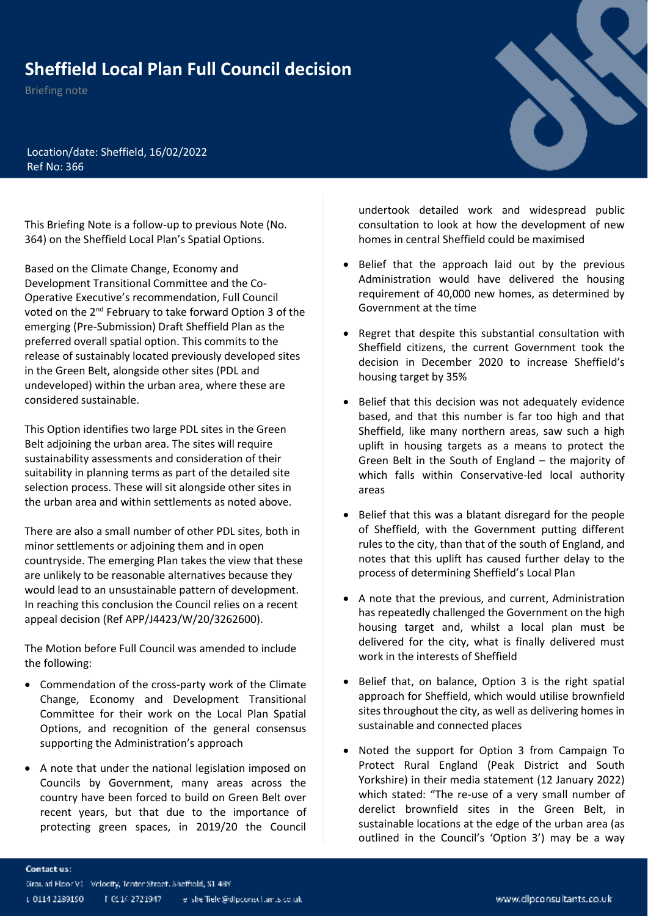# Sheffield Local Plan Full Council decision

Briefing note

Location/date: Sheffield, 16/02/2022
Ref No: 366

This Briefing Note is a follow-up to previous Note (No. 364) on the Sheffield Local Plan's Spatial Options.

Based on the Climate Change, Economy and Development Transitional Committee and the Co-Operative Executive's recommendation, Full Council voted on the 2nd February to take forward Option 3 of the emerging (Pre-Submission) Draft Sheffield Plan as the preferred overall spatial option. This commits to the release of sustainably located previously developed sites in the Green Belt, alongside other sites (PDL and undeveloped) within the urban area, where these are considered sustainable.

This Option identifies two large PDL sites in the Green Belt adjoining the urban area. The sites will require sustainability assessments and consideration of their suitability in planning terms as part of the detailed site selection process. These will sit alongside other sites in the urban area and within settlements as noted above.

There are also a small number of other PDL sites, both in minor settlements or adjoining them and in open countryside. The emerging Plan takes the view that these are unlikely to be reasonable alternatives because they would lead to an unsustainable pattern of development. In reaching this conclusion the Council relies on a recent appeal decision (Ref APP/J4423/W/20/3262600).

The Motion before Full Council was amended to include the following:

- Commendation of the cross-party work of the Climate Change, Economy and Development Transitional Committee for their work on the Local Plan Spatial Options, and recognition of the general consensus supporting the Administration's approach
- A note that under the national legislation imposed on Councils by Government, many areas across the country have been forced to build on Green Belt over recent years, but that due to the importance of protecting green spaces, in 2019/20 the Council undertook detailed work and widespread public consultation to look at how the development of new homes in central Sheffield could be maximised
- Belief that the approach laid out by the previous Administration would have delivered the housing requirement of 40,000 new homes, as determined by Government at the time
- Regret that despite this substantial consultation with Sheffield citizens, the current Government took the decision in December 2020 to increase Sheffield's housing target by 35%
- Belief that this decision was not adequately evidence based, and that this number is far too high and that Sheffield, like many northern areas, saw such a high uplift in housing targets as a means to protect the Green Belt in the South of England – the majority of which falls within Conservative-led local authority areas
- Belief that this was a blatant disregard for the people of Sheffield, with the Government putting different rules to the city, than that of the south of England, and notes that this uplift has caused further delay to the process of determining Sheffield's Local Plan
- A note that the previous, and current, Administration has repeatedly challenged the Government on the high housing target and, whilst a local plan must be delivered for the city, what is finally delivered must work in the interests of Sheffield
- Belief that, on balance, Option 3 is the right spatial approach for Sheffield, which would utilise brownfield sites throughout the city, as well as delivering homes in sustainable and connected places
- Noted the support for Option 3 from Campaign To Protect Rural England (Peak District and South Yorkshire) in their media statement (12 January 2022) which stated: "The re-use of a very small number of derelict brownfield sites in the Green Belt, in sustainable locations at the edge of the urban area (as outlined in the Council's 'Option 3') may be a way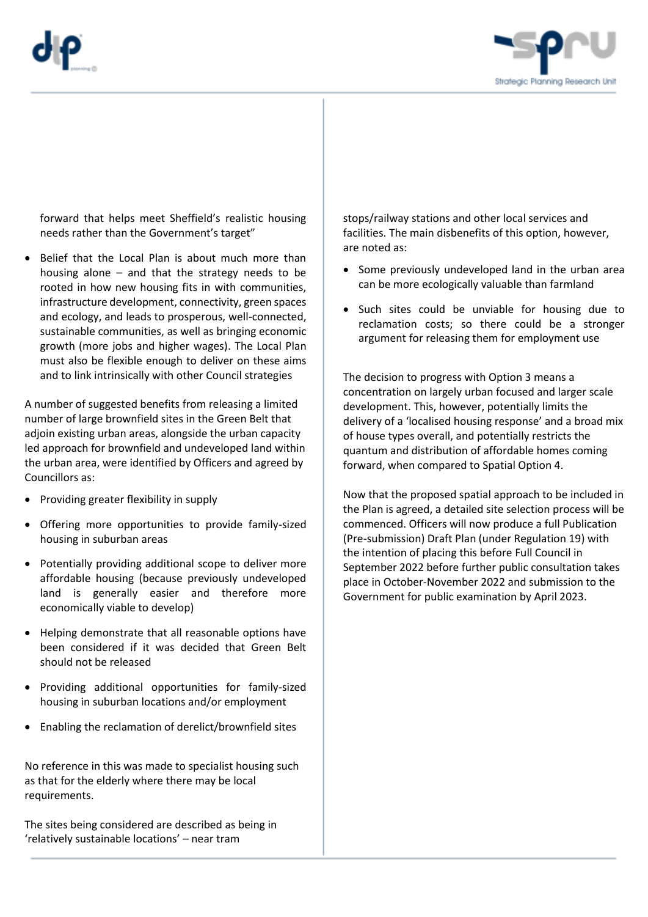forward that helps meet Sheffield's realistic housing needs rather than the Government's target"

- Belief that the Local Plan is about much more than housing alone – and that the strategy needs to be rooted in how new housing fits in with communities, infrastructure development, connectivity, green spaces and ecology, and leads to prosperous, well-connected, sustainable communities, as well as bringing economic growth (more jobs and higher wages). The Local Plan must also be flexible enough to deliver on these aims and to link intrinsically with other Council strategies

A number of suggested benefits from releasing a limited number of large brownfield sites in the Green Belt that adjoin existing urban areas, alongside the urban capacity led approach for brownfield and undeveloped land within the urban area, were identified by Officers and agreed by Councillors as:

- Providing greater flexibility in supply
- Offering more opportunities to provide family-sized housing in suburban areas
- Potentially providing additional scope to deliver more affordable housing (because previously undeveloped land is generally easier and therefore more economically viable to develop)
- Helping demonstrate that all reasonable options have been considered if it was decided that Green Belt should not be released
- Providing additional opportunities for family-sized housing in suburban locations and/or employment
- Enabling the reclamation of derelict/brownfield sites

No reference in this was made to specialist housing such as that for the elderly where there may be local requirements.

The sites being considered are described as being in 'relatively sustainable locations' – near tram stops/railway stations and other local services and facilities. The main disbenefits of this option, however, are noted as:

- Some previously undeveloped land in the urban area can be more ecologically valuable than farmland
- Such sites could be unviable for housing due to reclamation costs; so there could be a stronger argument for releasing them for employment use

The decision to progress with Option 3 means a concentration on largely urban focused and larger scale development. This, however, potentially limits the delivery of a 'localised housing response' and a broad mix of house types overall, and potentially restricts the quantum and distribution of affordable homes coming forward, when compared to Spatial Option 4.

Now that the proposed spatial approach to be included in the Plan is agreed, a detailed site selection process will be commenced. Officers will now produce a full Publication (Pre-submission) Draft Plan (under Regulation 19) with the intention of placing this before Full Council in September 2022 before further public consultation takes place in October-November 2022 and submission to the Government for public examination by April 2023.